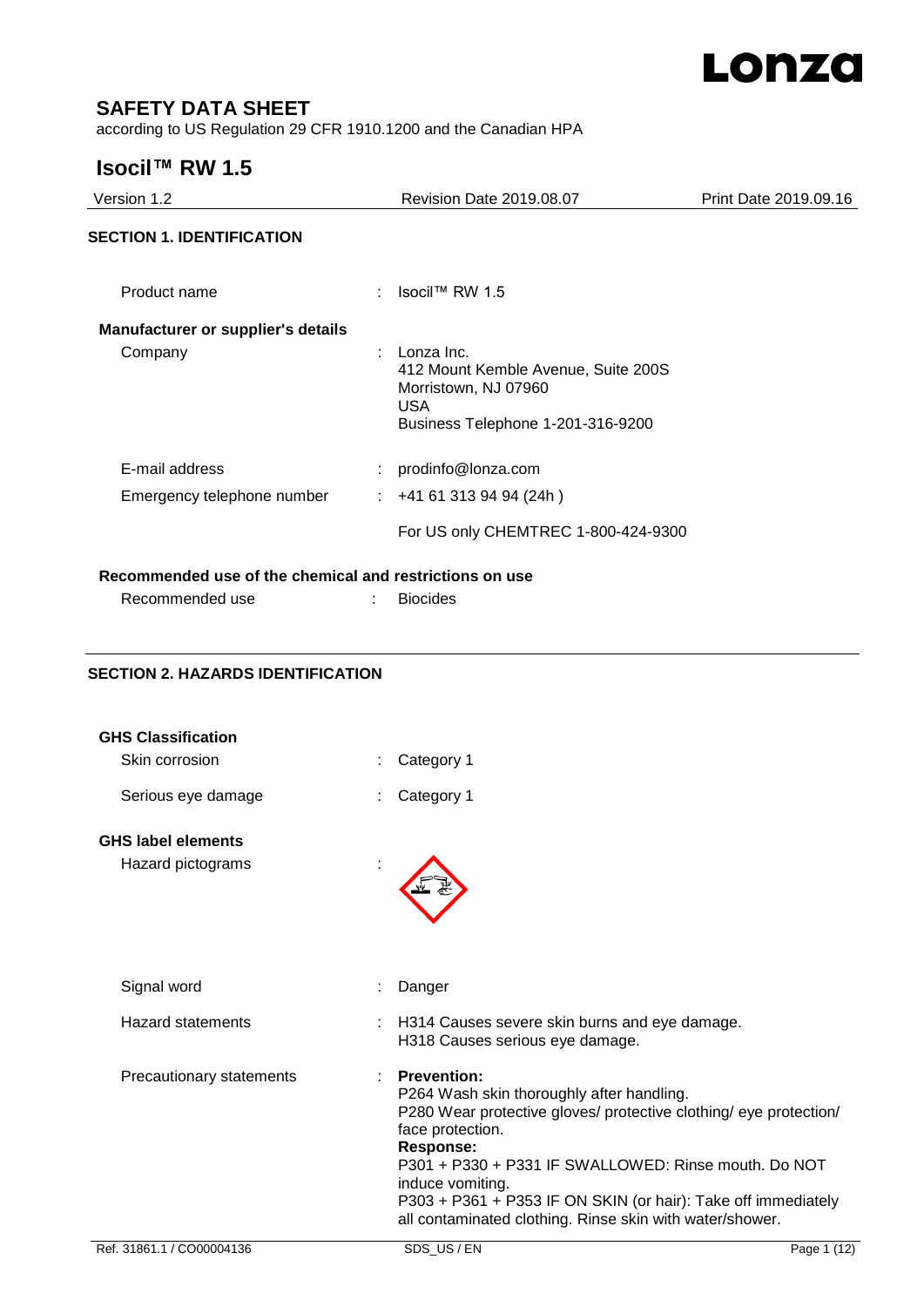# SAFETY DATA SHEET

according to US Regulation 29 CFR 1910.1200 and the Canadian HPA

# Isocil™ RW 1.5

| Version 1.2 | Revision Date 2019.08.07 | Print Date 2019.09.16 |
|---|---|---|

## SECTION 1. IDENTIFICATION

Product name : Isocil™ RW 1.5

**Manufacturer or supplier's details**

Company : Lonza Inc.
412 Mount Kemble Avenue, Suite 200S
Morristown, NJ 07960
USA
Business Telephone 1-201-316-9200

E-mail address : prodinfo@lonza.com

Emergency telephone number : +41 61 313 94 94 (24h )

For US only CHEMTREC 1-800-424-9300

**Recommended use of the chemical and restrictions on use**

Recommended use : Biocides

## SECTION 2. HAZARDS IDENTIFICATION

**GHS Classification**

Skin corrosion : Category 1

Serious eye damage : Category 1

**GHS label elements**

Hazard pictograms :

Signal word : Danger

Hazard statements : H314 Causes severe skin burns and eye damage.
H318 Causes serious eye damage.

Precautionary statements : **Prevention:**
P264 Wash skin thoroughly after handling.
P280 Wear protective gloves/ protective clothing/ eye protection/ face protection.
**Response:**
P301 + P330 + P331 IF SWALLOWED: Rinse mouth. Do NOT induce vomiting.
P303 + P361 + P353 IF ON SKIN (or hair): Take off immediately all contaminated clothing. Rinse skin with water/shower.

Ref. 31861.1 / CO00004136 SDS_US / EN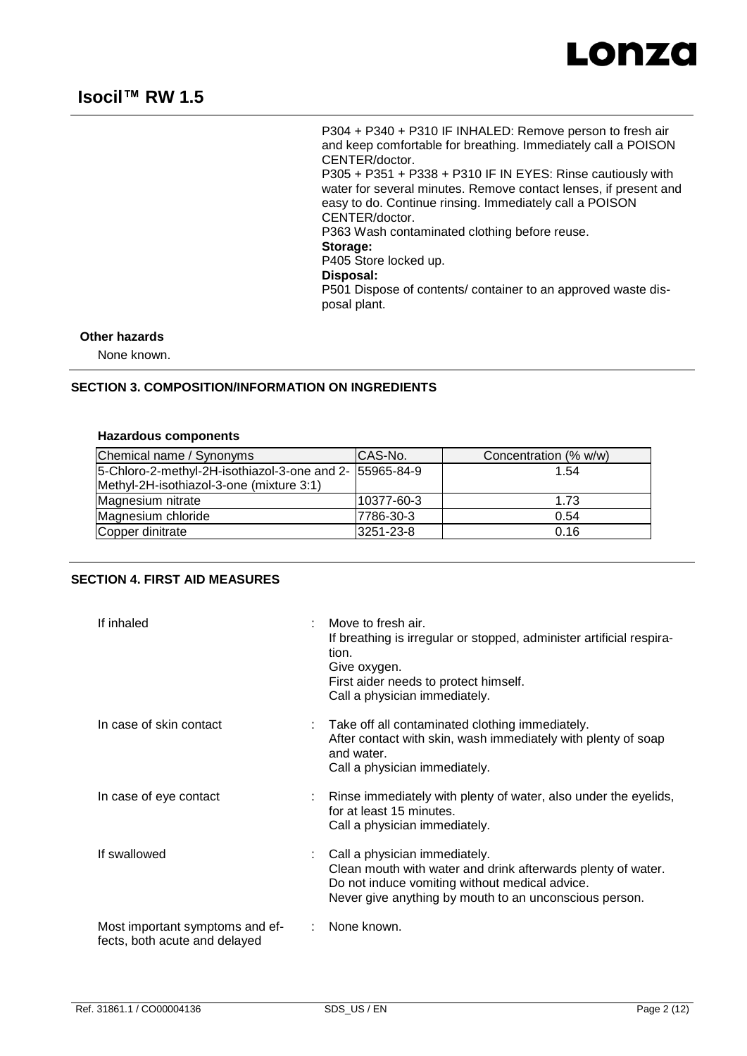P304 + P340 + P310 IF INHALED: Remove person to fresh air and keep comfortable for breathing. Immediately call a POISON CENTER/doctor.
P305 + P351 + P338 + P310 IF IN EYES: Rinse cautiously with water for several minutes. Remove contact lenses, if present and easy to do. Continue rinsing. Immediately call a POISON CENTER/doctor.
P363 Wash contaminated clothing before reuse.

**Storage:**

P405 Store locked up.

**Disposal:**

P501 Dispose of contents/ container to an approved waste disposal plant.

**Other hazards**

None known.

## SECTION 3. COMPOSITION/INFORMATION ON INGREDIENTS

**Hazardous components**

| Chemical name / Synonyms | CAS-No. | Concentration (% w/w) |
|---|---|---|
| 5-Chloro-2-methyl-2H-isothiazol-3-one and 2-Methyl-2H-isothiazol-3-one (mixture 3:1) | 55965-84-9 | 1.54 |
| Magnesium nitrate | 10377-60-3 | 1.73 |
| Magnesium chloride | 7786-30-3 | 0.54 |
| Copper dinitrate | 3251-23-8 | 0.16 |

## SECTION 4. FIRST AID MEASURES

If inhaled : Move to fresh air.
If breathing is irregular or stopped, administer artificial respiration.
Give oxygen.
First aider needs to protect himself.
Call a physician immediately.

In case of skin contact : Take off all contaminated clothing immediately.
After contact with skin, wash immediately with plenty of soap and water.
Call a physician immediately.

In case of eye contact : Rinse immediately with plenty of water, also under the eyelids, for at least 15 minutes.
Call a physician immediately.

If swallowed : Call a physician immediately.
Clean mouth with water and drink afterwards plenty of water.
Do not induce vomiting without medical advice.
Never give anything by mouth to an unconscious person.

Most important symptoms and effects, both acute and delayed : None known.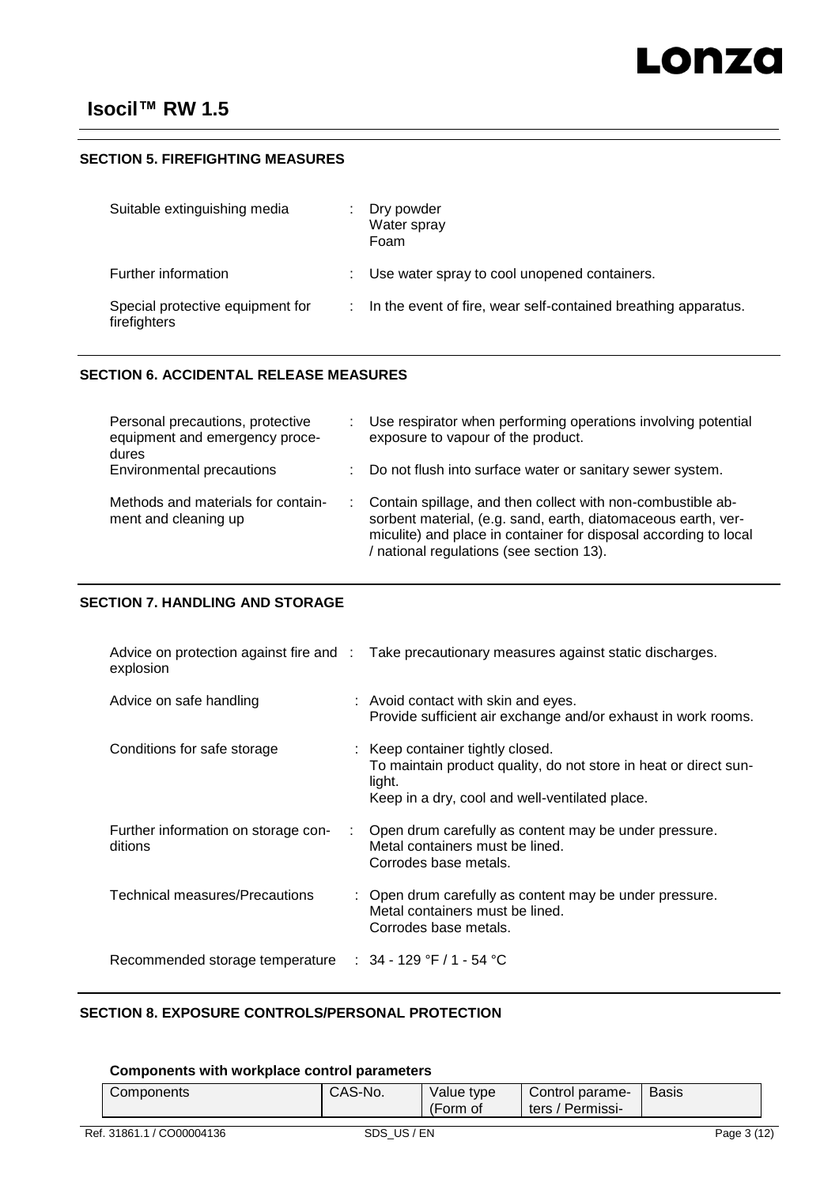## SECTION 5. FIREFIGHTING MEASURES

| | | |
|---|---|---|
| Suitable extinguishing media | : | Dry powder<br>Water spray<br>Foam |
| Further information | : | Use water spray to cool unopened containers. |
| Special protective equipment for firefighters | : | In the event of fire, wear self-contained breathing apparatus. |

## SECTION 6. ACCIDENTAL RELEASE MEASURES

| | | |
|---|---|---|
| Personal precautions, protective equipment and emergency procedures | : | Use respirator when performing operations involving potential exposure to vapour of the product. |
| Environmental precautions | : | Do not flush into surface water or sanitary sewer system. |
| Methods and materials for containment and cleaning up | : | Contain spillage, and then collect with non-combustible absorbent material, (e.g. sand, earth, diatomaceous earth, vermiculite) and place in container for disposal according to local / national regulations (see section 13). |

## SECTION 7. HANDLING AND STORAGE

| | | |
|---|---|---|
| Advice on protection against fire and explosion | : | Take precautionary measures against static discharges. |
| Advice on safe handling | : | Avoid contact with skin and eyes.<br>Provide sufficient air exchange and/or exhaust in work rooms. |
| Conditions for safe storage | : | Keep container tightly closed.<br>To maintain product quality, do not store in heat or direct sunlight.<br>Keep in a dry, cool and well-ventilated place. |
| Further information on storage conditions | : | Open drum carefully as content may be under pressure.<br>Metal containers must be lined.<br>Corrodes base metals. |
| Technical measures/Precautions | : | Open drum carefully as content may be under pressure.<br>Metal containers must be lined.<br>Corrodes base metals. |
| Recommended storage temperature | : | 34 - 129 °F / 1 - 54 °C |

## SECTION 8. EXPOSURE CONTROLS/PERSONAL PROTECTION

**Components with workplace control parameters**

| Components | CAS-No. | Value type (Form of | Control parameters / Permissi- | Basis |
|---|---|---|---|---|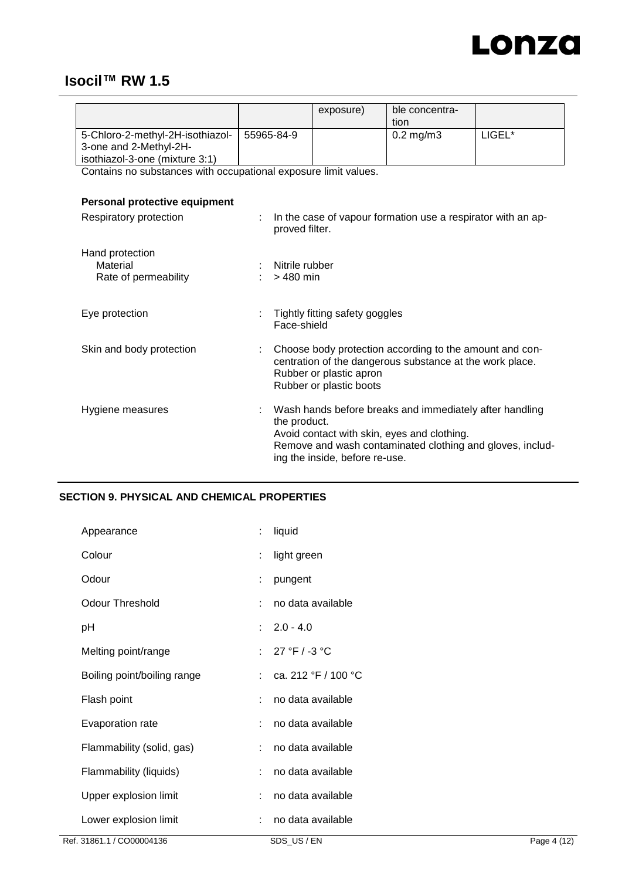# Isocil™ RW 1.5

| | | exposure) | ble concentra-tion | |
|---|---|---|---|---|
| 5-Chloro-2-methyl-2H-isothiazol-3-one and 2-Methyl-2H-isothiazol-3-one (mixture 3:1) | 55965-84-9 | | 0.2 mg/m3 | LIGEL* |

Contains no substances with occupational exposure limit values.

**Personal protective equipment**

Respiratory protection : In the case of vapour formation use a respirator with an approved filter.

Hand protection
- Material : Nitrile rubber
- Rate of permeability : > 480 min

Eye protection : Tightly fitting safety goggles
Face-shield

Skin and body protection : Choose body protection according to the amount and concentration of the dangerous substance at the work place.
Rubber or plastic apron
Rubber or plastic boots

Hygiene measures : Wash hands before breaks and immediately after handling the product.
Avoid contact with skin, eyes and clothing.
Remove and wash contaminated clothing and gloves, including the inside, before re-use.

## SECTION 9. PHYSICAL AND CHEMICAL PROPERTIES

| | |
|---|---|
| Appearance | : liquid |
| Colour | : light green |
| Odour | : pungent |
| Odour Threshold | : no data available |
| pH | : 2.0 - 4.0 |
| Melting point/range | : 27 °F / -3 °C |
| Boiling point/boiling range | : ca. 212 °F / 100 °C |
| Flash point | : no data available |
| Evaporation rate | : no data available |
| Flammability (solid, gas) | : no data available |
| Flammability (liquids) | : no data available |
| Upper explosion limit | : no data available |
| Lower explosion limit | : no data available |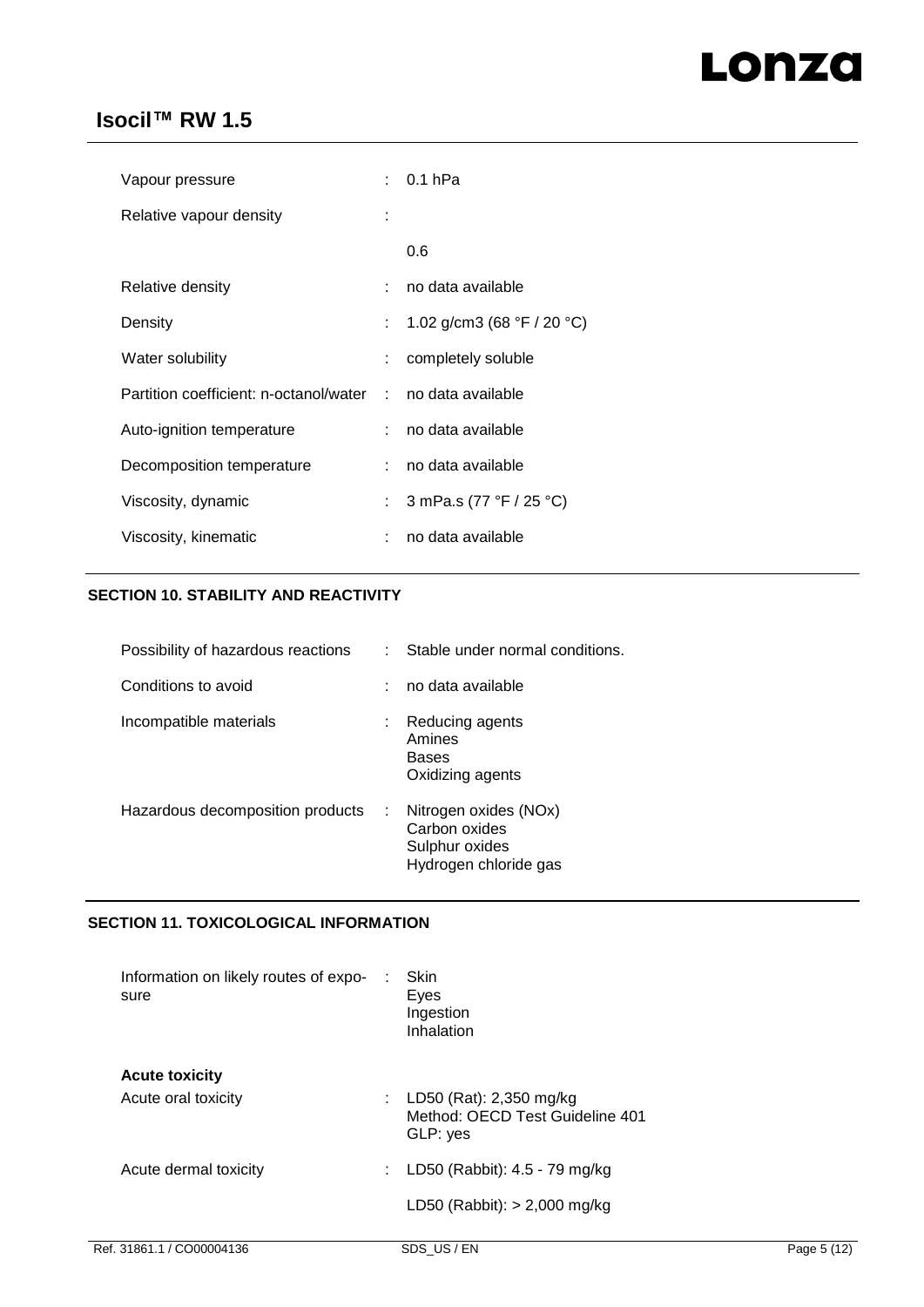| | | |
|---|---|---|
| Vapour pressure | : | 0.1 hPa |
| Relative vapour density | : | |
| | | 0.6 |
| Relative density | : | no data available |
| Density | : | 1.02 g/cm3 (68 °F / 20 °C) |
| Water solubility | : | completely soluble |
| Partition coefficient: n-octanol/water | : | no data available |
| Auto-ignition temperature | : | no data available |
| Decomposition temperature | : | no data available |
| Viscosity, dynamic | : | 3 mPa.s (77 °F / 25 °C) |
| Viscosity, kinematic | : | no data available |

## SECTION 10. STABILITY AND REACTIVITY

| | | |
|---|---|---|
| Possibility of hazardous reactions | : | Stable under normal conditions. |
| Conditions to avoid | : | no data available |
| Incompatible materials | : | Reducing agents<br>Amines<br>Bases<br>Oxidizing agents |
| Hazardous decomposition products | : | Nitrogen oxides (NOx)<br>Carbon oxides<br>Sulphur oxides<br>Hydrogen chloride gas |

## SECTION 11. TOXICOLOGICAL INFORMATION

| | | |
|---|---|---|
| Information on likely routes of exposure | : | Skin<br>Eyes<br>Ingestion<br>Inhalation |

**Acute toxicity**

| | | |
|---|---|---|
| Acute oral toxicity | : | LD50 (Rat): 2,350 mg/kg<br>Method: OECD Test Guideline 401<br>GLP: yes |
| Acute dermal toxicity | : | LD50 (Rabbit): 4.5 - 79 mg/kg |
| | | LD50 (Rabbit): > 2,000 mg/kg |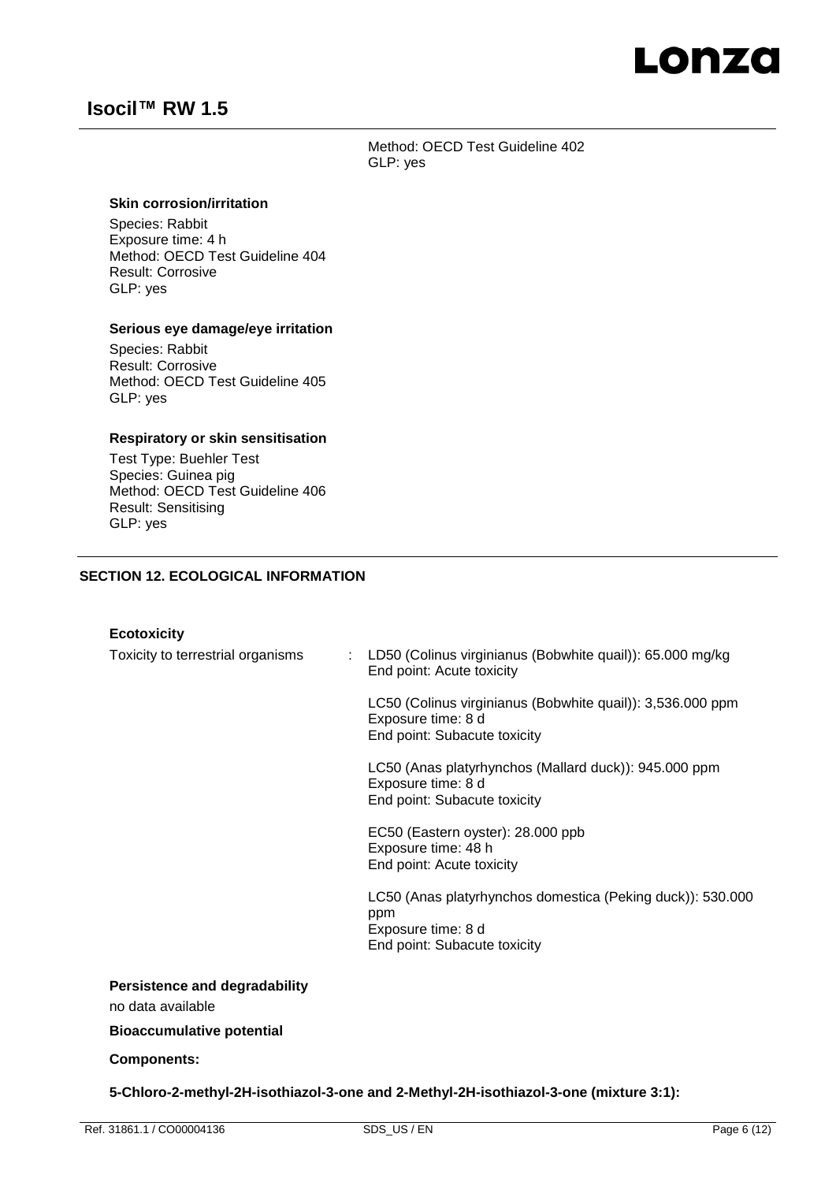Method: OECD Test Guideline 402
GLP: yes

**Skin corrosion/irritation**

Species: Rabbit
Exposure time: 4 h
Method: OECD Test Guideline 404
Result: Corrosive
GLP: yes

**Serious eye damage/eye irritation**

Species: Rabbit
Result: Corrosive
Method: OECD Test Guideline 405
GLP: yes

**Respiratory or skin sensitisation**

Test Type: Buehler Test
Species: Guinea pig
Method: OECD Test Guideline 406
Result: Sensitising
GLP: yes

## SECTION 12. ECOLOGICAL INFORMATION

**Ecotoxicity**

Toxicity to terrestrial organisms : LD50 (Colinus virginianus (Bobwhite quail)): 65.000 mg/kg
End point: Acute toxicity

LC50 (Colinus virginianus (Bobwhite quail)): 3,536.000 ppm
Exposure time: 8 d
End point: Subacute toxicity

LC50 (Anas platyrhynchos (Mallard duck)): 945.000 ppm
Exposure time: 8 d
End point: Subacute toxicity

EC50 (Eastern oyster): 28.000 ppb
Exposure time: 48 h
End point: Acute toxicity

LC50 (Anas platyrhynchos domestica (Peking duck)): 530.000 ppm
Exposure time: 8 d
End point: Subacute toxicity

**Persistence and degradability**

no data available

**Bioaccumulative potential**

**Components:**

**5-Chloro-2-methyl-2H-isothiazol-3-one and 2-Methyl-2H-isothiazol-3-one (mixture 3:1):**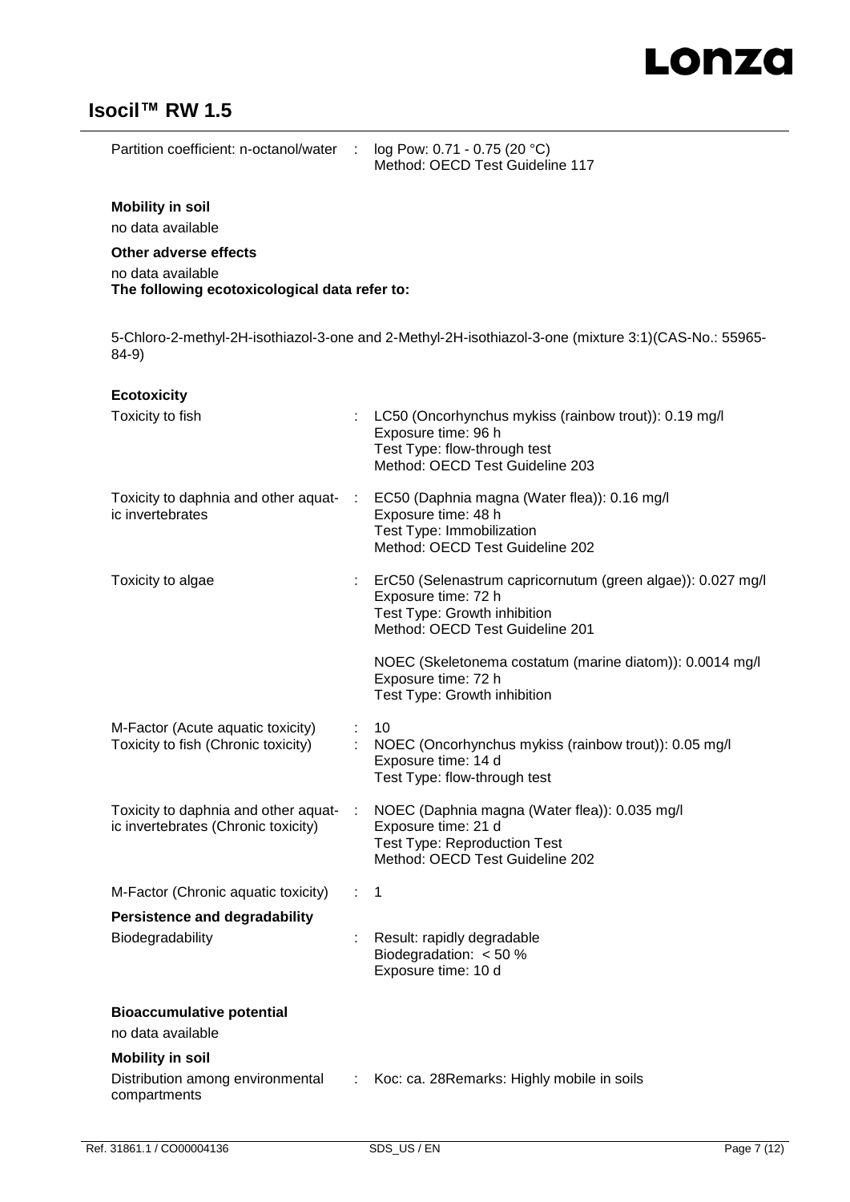Partition coefficient: n-octanol/water : log Pow: 0.71 - 0.75 (20 °C)
Method: OECD Test Guideline 117

**Mobility in soil**

no data available

**Other adverse effects**

no data available

**The following ecotoxicological data refer to:**

5-Chloro-2-methyl-2H-isothiazol-3-one and 2-Methyl-2H-isothiazol-3-one (mixture 3:1)(CAS-No.: 55965-84-9)

**Ecotoxicity**

| | | |
|---|---|---|
| Toxicity to fish | : | LC50 (Oncorhynchus mykiss (rainbow trout)): 0.19 mg/l<br>Exposure time: 96 h<br>Test Type: flow-through test<br>Method: OECD Test Guideline 203 |
| Toxicity to daphnia and other aquatic invertebrates | : | EC50 (Daphnia magna (Water flea)): 0.16 mg/l<br>Exposure time: 48 h<br>Test Type: Immobilization<br>Method: OECD Test Guideline 202 |
| Toxicity to algae | : | ErC50 (Selenastrum capricornutum (green algae)): 0.027 mg/l<br>Exposure time: 72 h<br>Test Type: Growth inhibition<br>Method: OECD Test Guideline 201<br><br>NOEC (Skeletonema costatum (marine diatom)): 0.0014 mg/l<br>Exposure time: 72 h<br>Test Type: Growth inhibition |
| M-Factor (Acute aquatic toxicity) | : | 10 |
| Toxicity to fish (Chronic toxicity) | : | NOEC (Oncorhynchus mykiss (rainbow trout)): 0.05 mg/l<br>Exposure time: 14 d<br>Test Type: flow-through test |
| Toxicity to daphnia and other aquatic invertebrates (Chronic toxicity) | : | NOEC (Daphnia magna (Water flea)): 0.035 mg/l<br>Exposure time: 21 d<br>Test Type: Reproduction Test<br>Method: OECD Test Guideline 202 |
| M-Factor (Chronic aquatic toxicity) | : | 1 |

**Persistence and degradability**

| | | |
|---|---|---|
| Biodegradability | : | Result: rapidly degradable<br>Biodegradation: < 50 %<br>Exposure time: 10 d |

**Bioaccumulative potential**

no data available

**Mobility in soil**

| | | |
|---|---|---|
| Distribution among environmental compartments | : | Koc: ca. 28Remarks: Highly mobile in soils |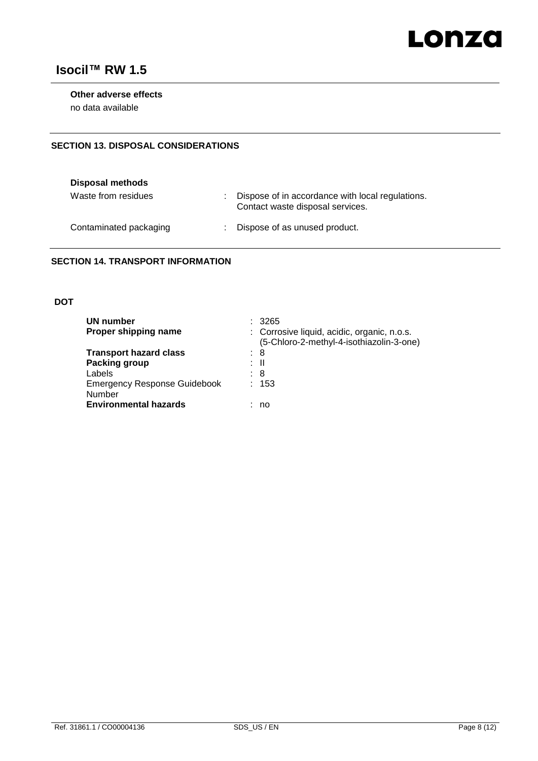**Other adverse effects**

no data available

## SECTION 13. DISPOSAL CONSIDERATIONS

**Disposal methods**

| | |
|---|---|
| Waste from residues | : Dispose of in accordance with local regulations. Contact waste disposal services. |
| Contaminated packaging | : Dispose of as unused product. |

## SECTION 14. TRANSPORT INFORMATION

**DOT**

| | |
|---|---|
| **UN number** | : 3265 |
| **Proper shipping name** | : Corrosive liquid, acidic, organic, n.o.s. (5-Chloro-2-methyl-4-isothiazolin-3-one) |
| **Transport hazard class** | : 8 |
| **Packing group** | : II |
| Labels | : 8 |
| Emergency Response Guidebook Number | : 153 |
| **Environmental hazards** | : no |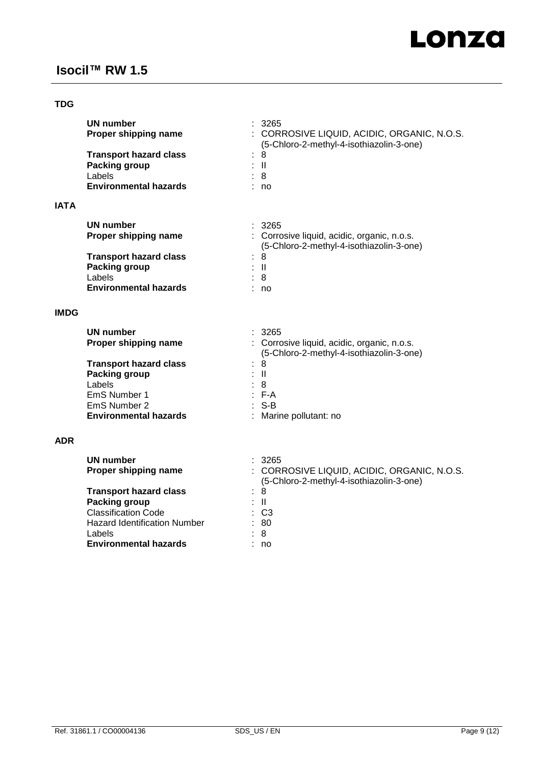**TDG**

| | |
|---|---|
| **UN number** | : 3265 |
| **Proper shipping name** | : CORROSIVE LIQUID, ACIDIC, ORGANIC, N.O.S. (5-Chloro-2-methyl-4-isothiazolin-3-one) |
| **Transport hazard class** | : 8 |
| **Packing group** | : II |
| Labels | : 8 |
| **Environmental hazards** | : no |

**IATA**

| | |
|---|---|
| **UN number** | : 3265 |
| **Proper shipping name** | : Corrosive liquid, acidic, organic, n.o.s. (5-Chloro-2-methyl-4-isothiazolin-3-one) |
| **Transport hazard class** | : 8 |
| **Packing group** | : II |
| Labels | : 8 |
| **Environmental hazards** | : no |

**IMDG**

| | |
|---|---|
| **UN number** | : 3265 |
| **Proper shipping name** | : Corrosive liquid, acidic, organic, n.o.s. (5-Chloro-2-methyl-4-isothiazolin-3-one) |
| **Transport hazard class** | : 8 |
| **Packing group** | : II |
| Labels | : 8 |
| EmS Number 1 | : F-A |
| EmS Number 2 | : S-B |
| **Environmental hazards** | : Marine pollutant: no |

**ADR**

| | |
|---|---|
| **UN number** | : 3265 |
| **Proper shipping name** | : CORROSIVE LIQUID, ACIDIC, ORGANIC, N.O.S. (5-Chloro-2-methyl-4-isothiazolin-3-one) |
| **Transport hazard class** | : 8 |
| **Packing group** | : II |
| Classification Code | : C3 |
| Hazard Identification Number | : 80 |
| Labels | : 8 |
| **Environmental hazards** | : no |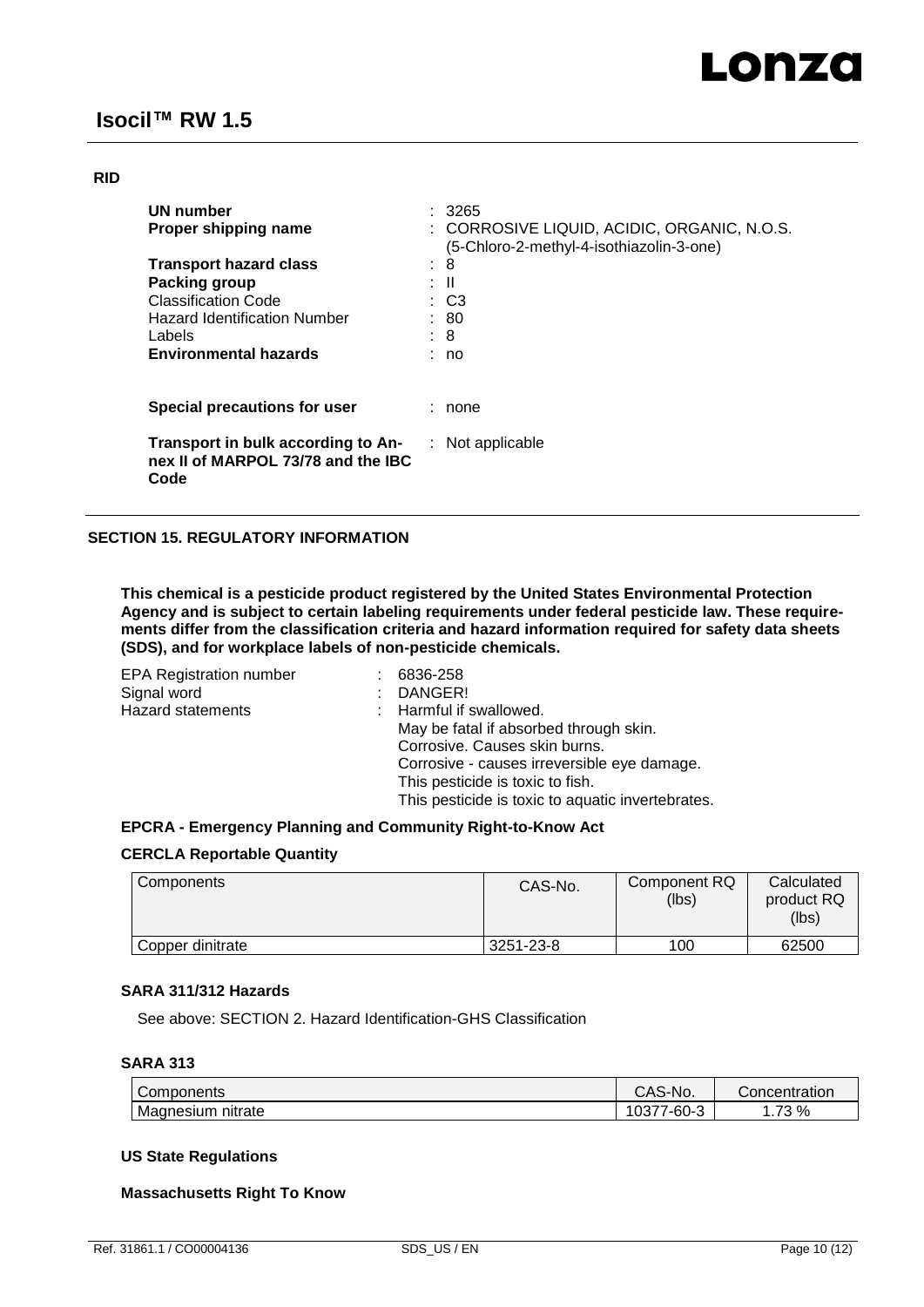**RID**

| | |
|---|---|
| **UN number** | : 3265 |
| **Proper shipping name** | : CORROSIVE LIQUID, ACIDIC, ORGANIC, N.O.S. (5-Chloro-2-methyl-4-isothiazolin-3-one) |
| **Transport hazard class** | : 8 |
| **Packing group** | : II |
| Classification Code | : C3 |
| Hazard Identification Number | : 80 |
| Labels | : 8 |
| **Environmental hazards** | : no |
| **Special precautions for user** | : none |
| **Transport in bulk according to Annex II of MARPOL 73/78 and the IBC Code** | : Not applicable |

## SECTION 15. REGULATORY INFORMATION

**This chemical is a pesticide product registered by the United States Environmental Protection Agency and is subject to certain labeling requirements under federal pesticide law. These requirements differ from the classification criteria and hazard information required for safety data sheets (SDS), and for workplace labels of non-pesticide chemicals.**

| | |
|---|---|
| EPA Registration number | : 6836-258 |
| Signal word | : DANGER! |
| Hazard statements | : Harmful if swallowed.<br>May be fatal if absorbed through skin.<br>Corrosive. Causes skin burns.<br>Corrosive - causes irreversible eye damage.<br>This pesticide is toxic to fish.<br>This pesticide is toxic to aquatic invertebrates. |

### EPCRA - Emergency Planning and Community Right-to-Know Act

### CERCLA Reportable Quantity

| Components | CAS-No. | Component RQ (lbs) | Calculated product RQ (lbs) |
|---|---|---|---|
| Copper dinitrate | 3251-23-8 | 100 | 62500 |

### SARA 311/312 Hazards

See above: SECTION 2. Hazard Identification-GHS Classification

### SARA 313

| Components | CAS-No. | Concentration |
|---|---|---|
| Magnesium nitrate | 10377-60-3 | 1.73 % |

### US State Regulations

### Massachusetts Right To Know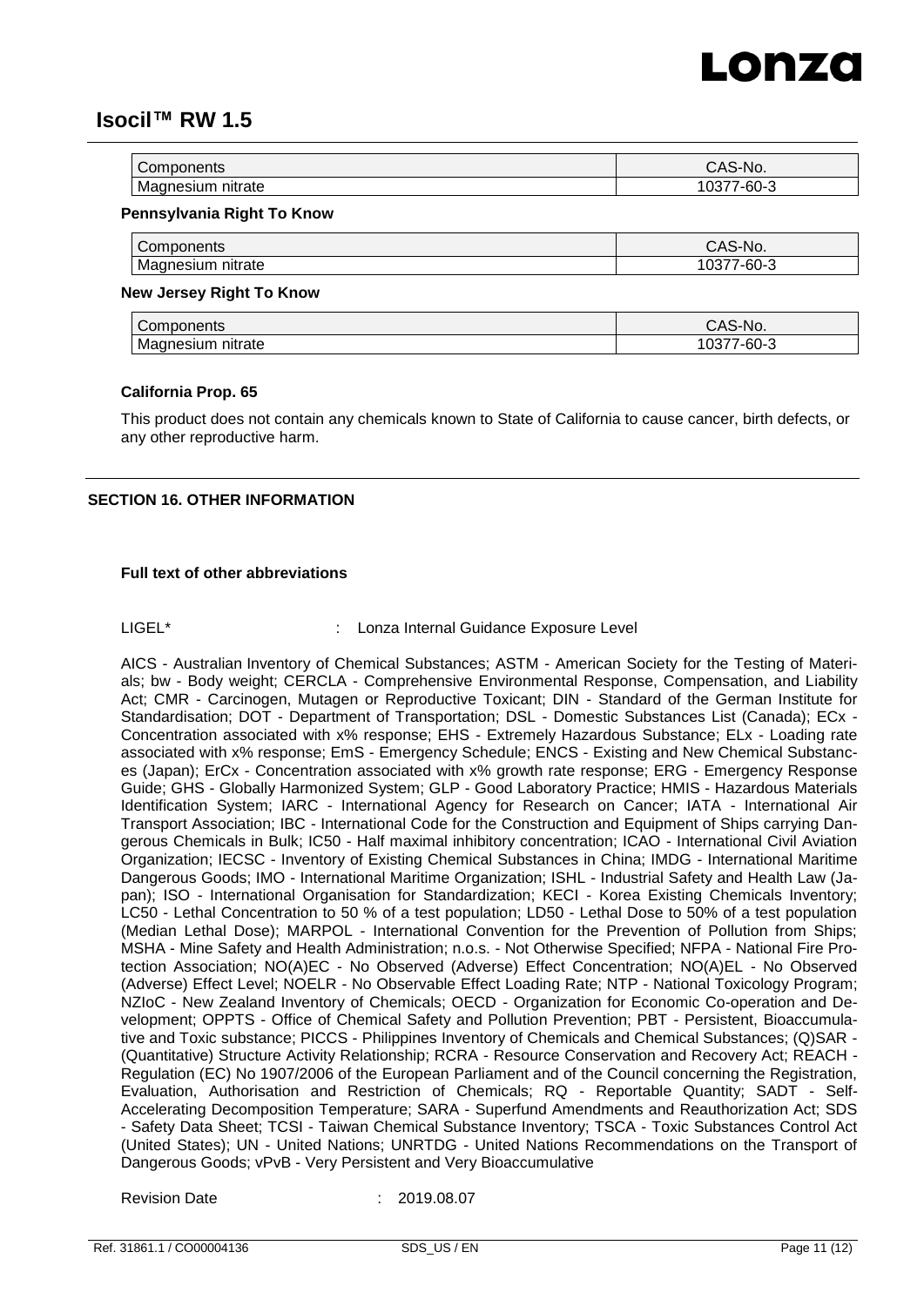| Components | CAS-No. |
|---|---|
| Magnesium nitrate | 10377-60-3 |

**Pennsylvania Right To Know**

| Components | CAS-No. |
|---|---|
| Magnesium nitrate | 10377-60-3 |

**New Jersey Right To Know**

| Components | CAS-No. |
|---|---|
| Magnesium nitrate | 10377-60-3 |

**California Prop. 65**

This product does not contain any chemicals known to State of California to cause cancer, birth defects, or any other reproductive harm.

## SECTION 16. OTHER INFORMATION

**Full text of other abbreviations**

LIGEL* : Lonza Internal Guidance Exposure Level

AICS - Australian Inventory of Chemical Substances; ASTM - American Society for the Testing of Materials; bw - Body weight; CERCLA - Comprehensive Environmental Response, Compensation, and Liability Act; CMR - Carcinogen, Mutagen or Reproductive Toxicant; DIN - Standard of the German Institute for Standardisation; DOT - Department of Transportation; DSL - Domestic Substances List (Canada); ECx - Concentration associated with x% response; EHS - Extremely Hazardous Substance; ELx - Loading rate associated with x% response; EmS - Emergency Schedule; ENCS - Existing and New Chemical Substances (Japan); ErCx - Concentration associated with x% growth rate response; ERG - Emergency Response Guide; GHS - Globally Harmonized System; GLP - Good Laboratory Practice; HMIS - Hazardous Materials Identification System; IARC - International Agency for Research on Cancer; IATA - International Air Transport Association; IBC - International Code for the Construction and Equipment of Ships carrying Dangerous Chemicals in Bulk; IC50 - Half maximal inhibitory concentration; ICAO - International Civil Aviation Organization; IECSC - Inventory of Existing Chemical Substances in China; IMDG - International Maritime Dangerous Goods; IMO - International Maritime Organization; ISHL - Industrial Safety and Health Law (Japan); ISO - International Organisation for Standardization; KECI - Korea Existing Chemicals Inventory; LC50 - Lethal Concentration to 50 % of a test population; LD50 - Lethal Dose to 50% of a test population (Median Lethal Dose); MARPOL - International Convention for the Prevention of Pollution from Ships; MSHA - Mine Safety and Health Administration; n.o.s. - Not Otherwise Specified; NFPA - National Fire Protection Association; NO(A)EC - No Observed (Adverse) Effect Concentration; NO(A)EL - No Observed (Adverse) Effect Level; NOELR - No Observable Effect Loading Rate; NTP - National Toxicology Program; NZIoC - New Zealand Inventory of Chemicals; OECD - Organization for Economic Co-operation and Development; OPPTS - Office of Chemical Safety and Pollution Prevention; PBT - Persistent, Bioaccumulative and Toxic substance; PICCS - Philippines Inventory of Chemicals and Chemical Substances; (Q)SAR - (Quantitative) Structure Activity Relationship; RCRA - Resource Conservation and Recovery Act; REACH - Regulation (EC) No 1907/2006 of the European Parliament and of the Council concerning the Registration, Evaluation, Authorisation and Restriction of Chemicals; RQ - Reportable Quantity; SADT - Self-Accelerating Decomposition Temperature; SARA - Superfund Amendments and Reauthorization Act; SDS - Safety Data Sheet; TCSI - Taiwan Chemical Substance Inventory; TSCA - Toxic Substances Control Act (United States); UN - United Nations; UNRTDG - United Nations Recommendations on the Transport of Dangerous Goods; vPvB - Very Persistent and Very Bioaccumulative

Revision Date : 2019.08.07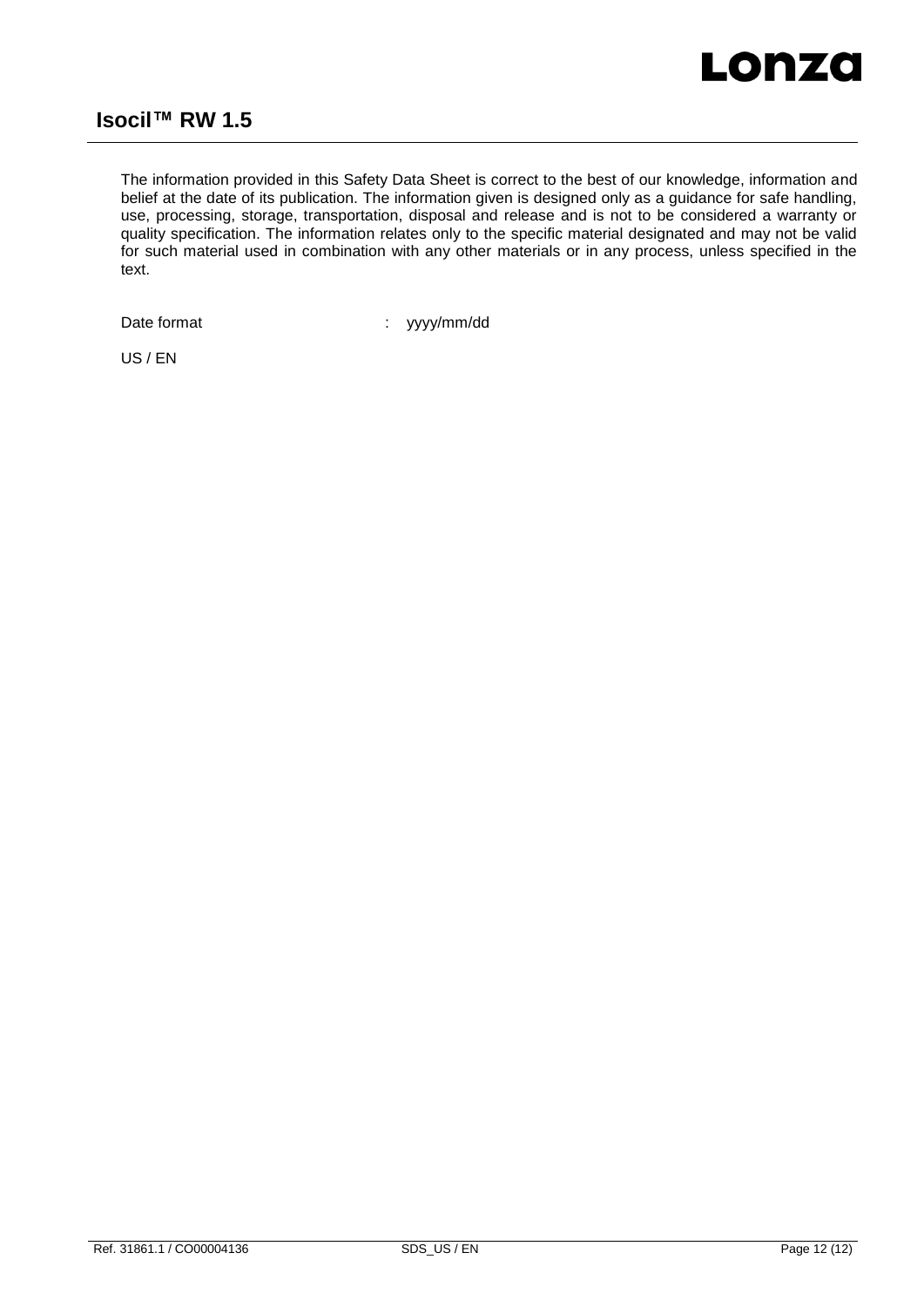The information provided in this Safety Data Sheet is correct to the best of our knowledge, information and belief at the date of its publication. The information given is designed only as a guidance for safe handling, use, processing, storage, transportation, disposal and release and is not to be considered a warranty or quality specification. The information relates only to the specific material designated and may not be valid for such material used in combination with any other materials or in any process, unless specified in the text.

Date format : yyyy/mm/dd

US / EN